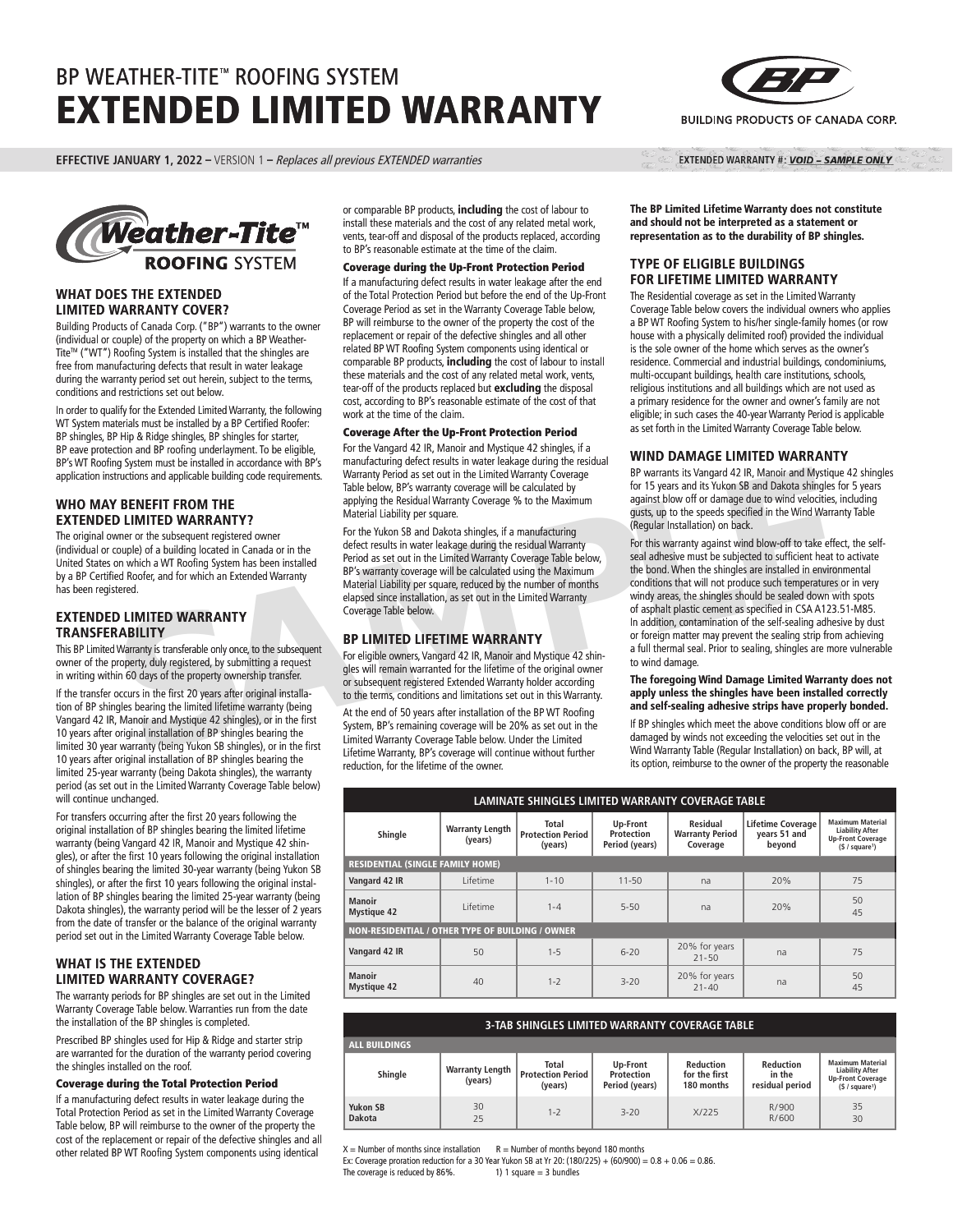# BP WEATHER-TITE™ ROOFING SYSTEM

# EXTENDED LIMITED WARRANTY

BUILDING PRODUCTS OF CANADA CORP.

**EFFECTIVE JANUARY 1, 2022 –** VERSION 1 – *Replaces all previous EXTENDED warranties*

**EXTENDED WARRANTY #:** ***VOID – SAMPLE ONLY***

Weather-Tite™ ROOFING SYSTEM

## WHAT DOES THE EXTENDED LIMITED WARRANTY COVER?

Building Products of Canada Corp. ("BP") warrants to the owner (individual or couple) of the property on which a BP Weather-Tite™ ("WT") Roofing System is installed that the shingles are free from manufacturing defects that result in water leakage during the warranty period set out herein, subject to the terms, conditions and restrictions set out below.

In order to qualify for the Extended Limited Warranty, the following WT System materials must be installed by a BP Certified Roofer: BP shingles, BP Hip & Ridge shingles, BP shingles for starter, BP eave protection and BP roofing underlayment. To be eligible, BP's WT Roofing System must be installed in accordance with BP's application instructions and applicable building code requirements.

## WHO MAY BENEFIT FROM THE EXTENDED LIMITED WARRANTY?

The original owner or the subsequent registered owner (individual or couple) of a building located in Canada or in the United States on which a WT Roofing System has been installed by a BP Certified Roofer, and for which an Extended Warranty has been registered.

## EXTENDED LIMITED WARRANTY TRANSFERABILITY

This BP Limited Warranty is transferable only once, to the subsequent owner of the property, duly registered, by submitting a request in writing within 60 days of the property ownership transfer.

If the transfer occurs in the first 20 years after original installation of BP shingles bearing the limited lifetime warranty (being Vangard 42 IR, Manoir and Mystique 42 shingles), or in the first 10 years after original installation of BP shingles bearing the limited 30 year warranty (being Yukon SB shingles), or in the first 10 years after original installation of BP shingles bearing the limited 25-year warranty (being Dakota shingles), the warranty period (as set out in the Limited Warranty Coverage Table below) will continue unchanged.

For transfers occurring after the first 20 years following the original installation of BP shingles bearing the limited lifetime warranty (being Vangard 42 IR, Manoir and Mystique 42 shingles), or after the first 10 years following the original installation of shingles bearing the limited 30-year warranty (being Yukon SB shingles), or after the first 10 years following the original installation of BP shingles bearing the limited 25-year warranty (being Dakota shingles), the warranty period will be the lesser of 2 years from the date of transfer or the balance of the original warranty period set out in the Limited Warranty Coverage Table below.

## WHAT IS THE EXTENDED LIMITED WARRANTY COVERAGE?

The warranty periods for BP shingles are set out in the Limited Warranty Coverage Table below. Warranties run from the date the installation of the BP shingles is completed.

Prescribed BP shingles used for Hip & Ridge and starter strip are warranted for the duration of the warranty period covering the shingles installed on the roof.

### Coverage during the Total Protection Period

If a manufacturing defect results in water leakage during the Total Protection Period as set in the Limited Warranty Coverage Table below, BP will reimburse to the owner of the property the cost of the replacement or repair of the defective shingles and all other related BP WT Roofing System components using identical or comparable BP products, **including** the cost of labour to install these materials and the cost of any related metal work, vents, tear-off and disposal of the products replaced, according to BP's reasonable estimate at the time of the claim.

### Coverage during the Up-Front Protection Period

If a manufacturing defect results in water leakage after the end of the Total Protection Period but before the end of the Up-Front Coverage Period as set in the Warranty Coverage Table below, BP will reimburse to the owner of the property the cost of the replacement or repair of the defective shingles and all other related BP WT Roofing System components using identical or comparable BP products, **including** the cost of labour to install these materials and the cost of any related metal work, vents, tear-off of the products replaced but **excluding** the disposal cost, according to BP's reasonable estimate of the cost of that work at the time of the claim.

### Coverage After the Up-Front Protection Period

For the Vangard 42 IR, Manoir and Mystique 42 shingles, if a manufacturing defect results in water leakage during the residual Warranty Period as set out in the Limited Warranty Coverage Table below, BP's warranty coverage will be calculated by applying the Residual Warranty Coverage % to the Maximum Material Liability per square.

For the Yukon SB and Dakota shingles, if a manufacturing defect results in water leakage during the residual Warranty Period as set out in the Limited Warranty Coverage Table below, BP's warranty coverage will be calculated using the Maximum Material Liability per square, reduced by the number of months elapsed since installation, as set out in the Limited Warranty Coverage Table below.

## BP LIMITED LIFETIME WARRANTY

For eligible owners, Vangard 42 IR, Manoir and Mystique 42 shingles will remain warranted for the lifetime of the original owner or subsequent registered Extended Warranty holder according to the terms, conditions and limitations set out in this Warranty.

At the end of 50 years after installation of the BP WT Roofing System, BP's remaining coverage will be 20% as set out in the Limited Warranty Coverage Table below. Under the Limited Lifetime Warranty, BP's coverage will continue without further reduction, for the lifetime of the owner.

**The BP Limited Lifetime Warranty does not constitute and should not be interpreted as a statement or representation as to the durability of BP shingles.**

## TYPE OF ELIGIBLE BUILDINGS FOR LIFETIME LIMITED WARRANTY

The Residential coverage as set in the Limited Warranty Coverage Table below covers the individual owners who applies a BP WT Roofing System to his/her single-family homes (or row house with a physically delimited roof) provided the individual is the sole owner of the home which serves as the owner's residence. Commercial and industrial buildings, condominiums, multi-occupant buildings, health care institutions, schools, religious institutions and all buildings which are not used as a primary residence for the owner and owner's family are not eligible; in such cases the 40-year Warranty Period is applicable as set forth in the Limited Warranty Coverage Table below.

## WIND DAMAGE LIMITED WARRANTY

BP warrants its Vangard 42 IR, Manoir and Mystique 42 shingles for 15 years and its Yukon SB and Dakota shingles for 5 years against blow off or damage due to wind velocities, including gusts, up to the speeds specified in the Wind Warranty Table (Regular Installation) on back.

For this warranty against wind blow-off to take effect, the self-seal adhesive must be subjected to sufficient heat to activate the bond. When the shingles are installed in environmental conditions that will not produce such temperatures or in very windy areas, the shingles should be sealed down with spots of asphalt plastic cement as specified in CSA A123.51-M85. In addition, contamination of the self-sealing adhesive by dust or foreign matter may prevent the sealing strip from achieving a full thermal seal. Prior to sealing, shingles are more vulnerable to wind damage.

**The foregoing Wind Damage Limited Warranty does not apply unless the shingles have been installed correctly and self-sealing adhesive strips have properly bonded.**

If BP shingles which meet the above conditions blow off or are damaged by winds not exceeding the velocities set out in the Wind Warranty Table (Regular Installation) on back, BP will, at its option, reimburse to the owner of the property the reasonable

**LAMINATE SHINGLES LIMITED WARRANTY COVERAGE TABLE**

| Shingle | Warranty Length (years) | Total Protection Period (years) | Up-Front Protection Period (years) | Residual Warranty Period Coverage | Lifetime Coverage years 51 and beyond | Maximum Material Liability After Up-Front Coverage ($ / square[1]) |
|---|---|---|---|---|---|---|
| **RESIDENTIAL (SINGLE FAMILY HOME)** | | | | | | |
| **Vangard 42 IR** | Lifetime | 1-10 | 11-50 | na | 20% | 75 |
| **Manoir Mystique 42** | Lifetime | 1-4 | 5-50 | na | 20% | 50 45 |
| **NON-RESIDENTIAL / OTHER TYPE OF BUILDING / OWNER** | | | | | | |
| **Vangard 42 IR** | 50 | 1-5 | 6-20 | 20% for years 21-50 | na | 75 |
| **Manoir Mystique 42** | 40 | 1-2 | 3-20 | 20% for years 21-40 | na | 50 45 |

**3-TAB SHINGLES LIMITED WARRANTY COVERAGE TABLE**

| Shingle | Warranty Length (years) | Total Protection Period (years) | Up-Front Protection Period (years) | Reduction for the first 180 months | Reduction in the residual period | Maximum Material Liability After Up-Front Coverage ($ / square[1]) |
|---|---|---|---|---|---|---|
| **ALL BUILDINGS** | | | | | | |
| **Yukon SB Dakota** | 30 25 | 1-2 | 3-20 | X/225 | R/900 R/600 | 35 30 |

X = Number of months since installation     R = Number of months beyond 180 months

Ex: Coverage proration reduction for a 30 Year Yukon SB at Yr 20: (180/225) + (60/900) = 0.8 + 0.06 = 0.86.
The coverage is reduced by 86%.     1) 1 square = 3 bundles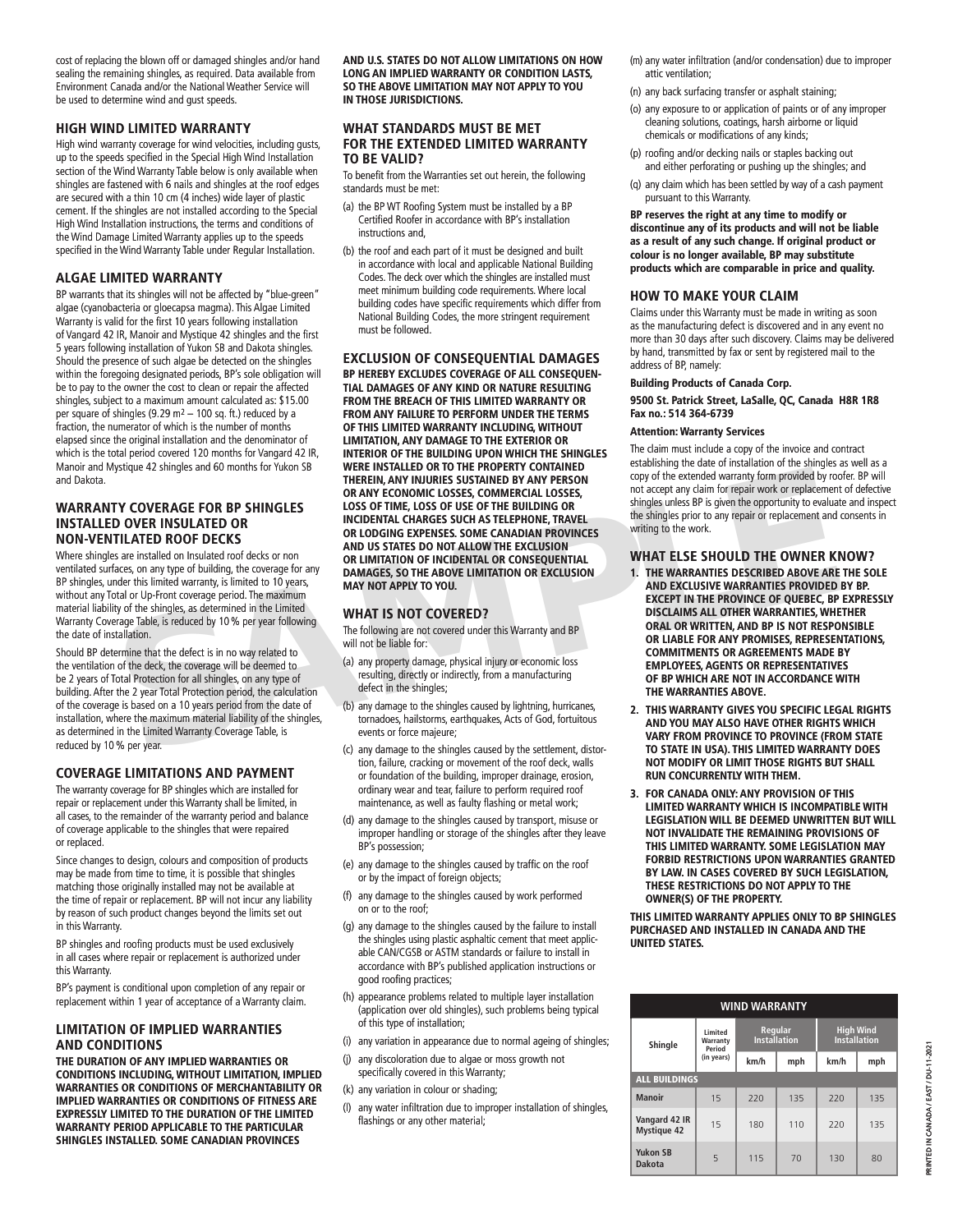cost of replacing the blown off or damaged shingles and/or hand sealing the remaining shingles, as required. Data available from Environment Canada and/or the National Weather Service will be used to determine wind and gust speeds.

## HIGH WIND LIMITED WARRANTY

High wind warranty coverage for wind velocities, including gusts, up to the speeds specified in the Special High Wind Installation section of the Wind Warranty Table below is only available when shingles are fastened with 6 nails and shingles at the roof edges are secured with a thin 10 cm (4 inches) wide layer of plastic cement. If the shingles are not installed according to the Special High Wind Installation instructions, the terms and conditions of the Wind Damage Limited Warranty applies up to the speeds specified in the Wind Warranty Table under Regular Installation.

## ALGAE LIMITED WARRANTY

BP warrants that its shingles will not be affected by "blue-green" algae (cyanobacteria or gloecapsa magma). This Algae Limited Warranty is valid for the first 10 years following installation of Vangard 42 IR, Manoir and Mystique 42 shingles and the first 5 years following installation of Yukon SB and Dakota shingles. Should the presence of such algae be detected on the shingles within the foregoing designated periods, BP's sole obligation will be to pay to the owner the cost to clean or repair the affected shingles, subject to a maximum amount calculated as: $15.00 per square of shingles (9.29 m² – 100 sq. ft.) reduced by a fraction, the numerator of which is the number of months elapsed since the original installation and the denominator of which is the total period covered 120 months for Vangard 42 IR, Manoir and Mystique 42 shingles and 60 months for Yukon SB and Dakota.

## WARRANTY COVERAGE FOR BP SHINGLES INSTALLED OVER INSULATED OR NON-VENTILATED ROOF DECKS

Where shingles are installed on Insulated roof decks or non ventilated surfaces, on any type of building, the coverage for any BP shingles, under this limited warranty, is limited to 10 years, without any Total or Up-Front coverage period. The maximum material liability of the shingles, as determined in the Limited Warranty Coverage Table, is reduced by 10 % per year following the date of installation.

Should BP determine that the defect is in no way related to the ventilation of the deck, the coverage will be deemed to be 2 years of Total Protection for all shingles, on any type of building. After the 2 year Total Protection period, the calculation of the coverage is based on a 10 years period from the date of installation, where the maximum material liability of the shingles, as determined in the Limited Warranty Coverage Table, is reduced by 10 % per year.

## COVERAGE LIMITATIONS AND PAYMENT

The warranty coverage for BP shingles which are installed for repair or replacement under this Warranty shall be limited, in all cases, to the remainder of the warranty period and balance of coverage applicable to the shingles that were repaired or replaced.

Since changes to design, colours and composition of products may be made from time to time, it is possible that shingles matching those originally installed may not be available at the time of repair or replacement. BP will not incur any liability by reason of such product changes beyond the limits set out in this Warranty.

BP shingles and roofing products must be used exclusively in all cases where repair or replacement is authorized under this Warranty.

BP's payment is conditional upon completion of any repair or replacement within 1 year of acceptance of a Warranty claim.

## LIMITATION OF IMPLIED WARRANTIES AND CONDITIONS

**THE DURATION OF ANY IMPLIED WARRANTIES OR CONDITIONS INCLUDING, WITHOUT LIMITATION, IMPLIED WARRANTIES OR CONDITIONS OF MERCHANTABILITY OR IMPLIED WARRANTIES OR CONDITIONS OF FITNESS ARE EXPRESSLY LIMITED TO THE DURATION OF THE LIMITED WARRANTY PERIOD APPLICABLE TO THE PARTICULAR SHINGLES INSTALLED. SOME CANADIAN PROVINCES AND U.S. STATES DO NOT ALLOW LIMITATIONS ON HOW LONG AN IMPLIED WARRANTY OR CONDITION LASTS, SO THE ABOVE LIMITATION MAY NOT APPLY TO YOU IN THOSE JURISDICTIONS.**

## WHAT STANDARDS MUST BE MET FOR THE EXTENDED LIMITED WARRANTY TO BE VALID?

To benefit from the Warranties set out herein, the following standards must be met:

(a) the BP WT Roofing System must be installed by a BP Certified Roofer in accordance with BP's installation instructions and,

(b) the roof and each part of it must be designed and built in accordance with local and applicable National Building Codes. The deck over which the shingles are installed must meet minimum building code requirements. Where local building codes have specific requirements which differ from National Building Codes, the more stringent requirement must be followed.

## EXCLUSION OF CONSEQUENTIAL DAMAGES

**BP HEREBY EXCLUDES COVERAGE OF ALL CONSEQUENTIAL DAMAGES OF ANY KIND OR NATURE RESULTING FROM THE BREACH OF THIS LIMITED WARRANTY OR FROM ANY FAILURE TO PERFORM UNDER THE TERMS OF THIS LIMITED WARRANTY INCLUDING, WITHOUT LIMITATION, ANY DAMAGE TO THE EXTERIOR OR INTERIOR OF THE BUILDING UPON WHICH THE SHINGLES WERE INSTALLED OR TO THE PROPERTY CONTAINED THEREIN, ANY INJURIES SUSTAINED BY ANY PERSON OR ANY ECONOMIC LOSSES, COMMERCIAL LOSSES, LOSS OF TIME, LOSS OF USE OF THE BUILDING OR INCIDENTAL CHARGES SUCH AS TELEPHONE, TRAVEL OR LODGING EXPENSES. SOME CANADIAN PROVINCES AND US STATES DO NOT ALLOW THE EXCLUSION OR LIMITATION OF INCIDENTAL OR CONSEQUENTIAL DAMAGES, SO THE ABOVE LIMITATION OR EXCLUSION MAY NOT APPLY TO YOU.**

## WHAT IS NOT COVERED?

The following are not covered under this Warranty and BP will not be liable for:

(a) any property damage, physical injury or economic loss resulting, directly or indirectly, from a manufacturing defect in the shingles;

(b) any damage to the shingles caused by lightning, hurricanes, tornadoes, hailstorms, earthquakes, Acts of God, fortuitous events or force majeure;

(c) any damage to the shingles caused by the settlement, distortion, failure, cracking or movement of the roof deck, walls or foundation of the building, improper drainage, erosion, ordinary wear and tear, failure to perform required roof maintenance, as well as faulty flashing or metal work;

(d) any damage to the shingles caused by transport, misuse or improper handling or storage of the shingles after they leave BP's possession;

(e) any damage to the shingles caused by traffic on the roof or by the impact of foreign objects;

(f) any damage to the shingles caused by work performed on or to the roof;

(g) any damage to the shingles caused by the failure to install the shingles using plastic asphaltic cement that meet applicable CAN/CGSB or ASTM standards or failure to install in accordance with BP's published application instructions or good roofing practices;

(h) appearance problems related to multiple layer installation (application over old shingles), such problems being typical of this type of installation;

(i) any variation in appearance due to normal ageing of shingles;

(j) any discoloration due to algae or moss growth not specifically covered in this Warranty;

(k) any variation in colour or shading;

(l) any water infiltration due to improper installation of shingles, flashings or any other material;

(m) any water infiltration (and/or condensation) due to improper attic ventilation;

(n) any back surfacing transfer or asphalt staining;

(o) any exposure to or application of paints or of any improper cleaning solutions, coatings, harsh airborne or liquid chemicals or modifications of any kinds;

(p) roofing and/or decking nails or staples backing out and either perforating or pushing up the shingles; and

(q) any claim which has been settled by way of a cash payment pursuant to this Warranty.

**BP reserves the right at any time to modify or discontinue any of its products and will not be liable as a result of any such change. If original product or colour is no longer available, BP may substitute products which are comparable in price and quality.**

## HOW TO MAKE YOUR CLAIM

Claims under this Warranty must be made in writing as soon as the manufacturing defect is discovered and in any event no more than 30 days after such discovery. Claims may be delivered by hand, transmitted by fax or sent by registered mail to the address of BP, namely:

**Building Products of Canada Corp.**

**9500 St. Patrick Street, LaSalle, QC, Canada H8R 1R8**
**Fax no.: 514 364-6739**

**Attention: Warranty Services**

The claim must include a copy of the invoice and contract establishing the date of installation of the shingles as well as a copy of the extended warranty form provided by roofer. BP will not accept any claim for repair work or replacement of defective shingles unless BP is given the opportunity to evaluate and inspect the shingles prior to any repair or replacement and consents in writing to the work.

## WHAT ELSE SHOULD THE OWNER KNOW?

1. **THE WARRANTIES DESCRIBED ABOVE ARE THE SOLE AND EXCLUSIVE WARRANTIES PROVIDED BY BP. EXCEPT IN THE PROVINCE OF QUEBEC, BP EXPRESSLY DISCLAIMS ALL OTHER WARRANTIES, WHETHER ORAL OR WRITTEN, AND BP IS NOT RESPONSIBLE OR LIABLE FOR ANY PROMISES, REPRESENTATIONS, COMMITMENTS OR AGREEMENTS MADE BY EMPLOYEES, AGENTS OR REPRESENTATIVES OF BP WHICH ARE NOT IN ACCORDANCE WITH THE WARRANTIES ABOVE.**
2. **THIS WARRANTY GIVES YOU SPECIFIC LEGAL RIGHTS AND YOU MAY ALSO HAVE OTHER RIGHTS WHICH VARY FROM PROVINCE TO PROVINCE (FROM STATE TO STATE IN USA). THIS LIMITED WARRANTY DOES NOT MODIFY OR LIMIT THOSE RIGHTS BUT SHALL RUN CONCURRENTLY WITH THEM.**
3. **FOR CANADA ONLY: ANY PROVISION OF THIS LIMITED WARRANTY WHICH IS INCOMPATIBLE WITH LEGISLATION WILL BE DEEMED UNWRITTEN BUT WILL NOT INVALIDATE THE REMAINING PROVISIONS OF THIS LIMITED WARRANTY. SOME LEGISLATION MAY FORBID RESTRICTIONS UPON WARRANTIES GRANTED BY LAW. IN CASES COVERED BY SUCH LEGISLATION, THESE RESTRICTIONS DO NOT APPLY TO THE OWNER(S) OF THE PROPERTY.**

**THIS LIMITED WARRANTY APPLIES ONLY TO BP SHINGLES PURCHASED AND INSTALLED IN CANADA AND THE UNITED STATES.**

**WIND WARRANTY**

| Shingle | Limited Warranty Period (in years) | Regular Installation | | High Wind Installation | |
|---|---|---|---|---|---|
| | | km/h | mph | km/h | mph |
| **ALL BUILDINGS** | | | | | |
| **Manoir** | 15 | 220 | 135 | 220 | 135 |
| **Vangard 42 IR Mystique 42** | 15 | 180 | 110 | 220 | 135 |
| **Yukon SB Dakota** | 5 | 115 | 70 | 130 | 80 |

PRINTED IN CANADA / EAST / DU-11-2021